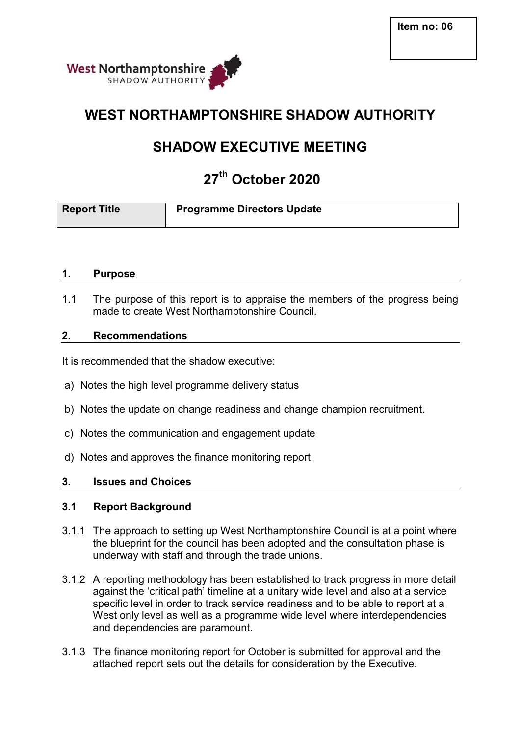Item no: 06

West Northamptonshire
SHADOW AUTHORITY

# WEST NORTHAMPTONSHIRE SHADOW AUTHORITY

## SHADOW EXECUTIVE MEETING

## 27th October 2020

| Report Title | Programme Directors Update |
| --- | --- |

### 1. Purpose

1.1 The purpose of this report is to appraise the members of the progress being made to create West Northamptonshire Council.

### 2. Recommendations

It is recommended that the shadow executive:

a) Notes the high level programme delivery status

b) Notes the update on change readiness and change champion recruitment.

c) Notes the communication and engagement update

d) Notes and approves the finance monitoring report.

### 3. Issues and Choices

#### 3.1 Report Background

3.1.1 The approach to setting up West Northamptonshire Council is at a point where the blueprint for the council has been adopted and the consultation phase is underway with staff and through the trade unions.

3.1.2 A reporting methodology has been established to track progress in more detail against the 'critical path' timeline at a unitary wide level and also at a service specific level in order to track service readiness and to be able to report at a West only level as well as a programme wide level where interdependencies and dependencies are paramount.

3.1.3 The finance monitoring report for October is submitted for approval and the attached report sets out the details for consideration by the Executive.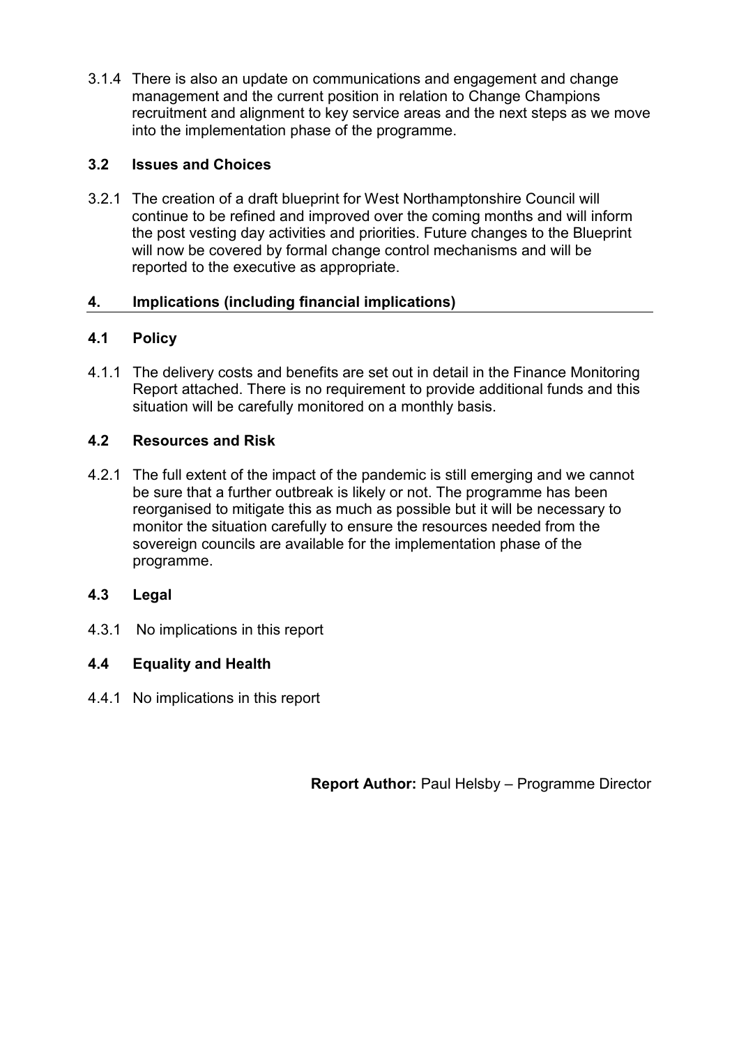3.1.4 There is also an update on communications and engagement and change management and the current position in relation to Change Champions recruitment and alignment to key service areas and the next steps as we move into the implementation phase of the programme.

### 3.2 Issues and Choices

3.2.1 The creation of a draft blueprint for West Northamptonshire Council will continue to be refined and improved over the coming months and will inform the post vesting day activities and priorities. Future changes to the Blueprint will now be covered by formal change control mechanisms and will be reported to the executive as appropriate.

## 4. Implications (including financial implications)

### 4.1 Policy

4.1.1 The delivery costs and benefits are set out in detail in the Finance Monitoring Report attached. There is no requirement to provide additional funds and this situation will be carefully monitored on a monthly basis.

### 4.2 Resources and Risk

4.2.1 The full extent of the impact of the pandemic is still emerging and we cannot be sure that a further outbreak is likely or not. The programme has been reorganised to mitigate this as much as possible but it will be necessary to monitor the situation carefully to ensure the resources needed from the sovereign councils are available for the implementation phase of the programme.

### 4.3 Legal

4.3.1 No implications in this report

### 4.4 Equality and Health

4.4.1 No implications in this report

**Report Author:** Paul Helsby – Programme Director